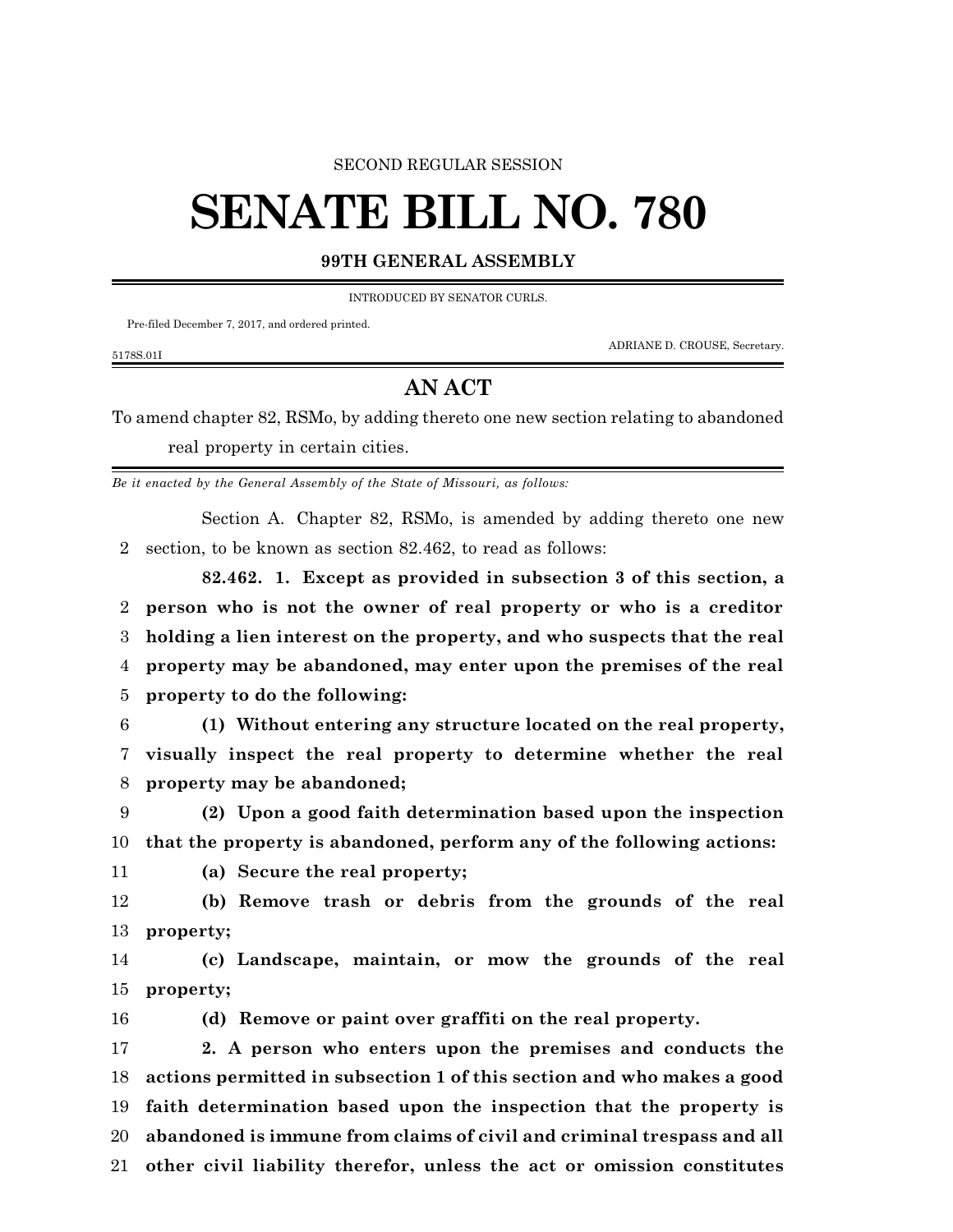SECOND REGULAR SESSION

# SENATE BILL NO. 780

## 99TH GENERAL ASSEMBLY

INTRODUCED BY SENATOR CURLS.

Pre-filed December 7, 2017, and ordered printed.

ADRIANE D. CROUSE, Secretary.

5178S.01I

## AN ACT

To amend chapter 82, RSMo, by adding thereto one new section relating to abandoned real property in certain cities.

*Be it enacted by the General Assembly of the State of Missouri, as follows:*

Section A. Chapter 82, RSMo, is amended by adding thereto one new section, to be known as section 82.462, to read as follows:

**82.462. 1. Except as provided in subsection 3 of this section, a person who is not the owner of real property or who is a creditor holding a lien interest on the property, and who suspects that the real property may be abandoned, may enter upon the premises of the real property to do the following:**

**(1) Without entering any structure located on the real property, visually inspect the real property to determine whether the real property may be abandoned;**

**(2) Upon a good faith determination based upon the inspection that the property is abandoned, perform any of the following actions:**

**(a) Secure the real property;**

**(b) Remove trash or debris from the grounds of the real property;**

**(c) Landscape, maintain, or mow the grounds of the real property;**

**(d) Remove or paint over graffiti on the real property.**

**2. A person who enters upon the premises and conducts the actions permitted in subsection 1 of this section and who makes a good faith determination based upon the inspection that the property is abandoned is immune from claims of civil and criminal trespass and all other civil liability therefor, unless the act or omission constitutes**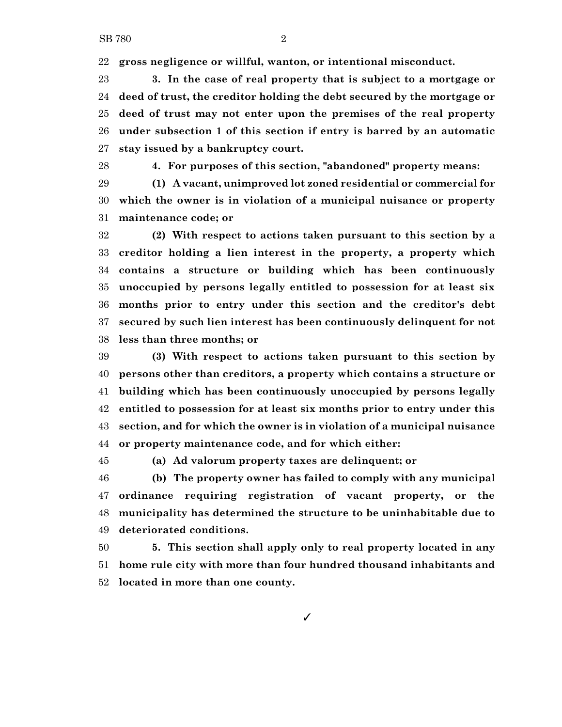**gross negligence or willful, wanton, or intentional misconduct.**

**3. In the case of real property that is subject to a mortgage or deed of trust, the creditor holding the debt secured by the mortgage or deed of trust may not enter upon the premises of the real property under subsection 1 of this section if entry is barred by an automatic stay issued by a bankruptcy court.**

**4. For purposes of this section, "abandoned" property means:**

**(1) A vacant, unimproved lot zoned residential or commercial for which the owner is in violation of a municipal nuisance or property maintenance code; or**

**(2) With respect to actions taken pursuant to this section by a creditor holding a lien interest in the property, a property which contains a structure or building which has been continuously unoccupied by persons legally entitled to possession for at least six months prior to entry under this section and the creditor's debt secured by such lien interest has been continuously delinquent for not less than three months; or**

**(3) With respect to actions taken pursuant to this section by persons other than creditors, a property which contains a structure or building which has been continuously unoccupied by persons legally entitled to possession for at least six months prior to entry under this section, and for which the owner is in violation of a municipal nuisance or property maintenance code, and for which either:**

**(a) Ad valorum property taxes are delinquent; or**

**(b) The property owner has failed to comply with any municipal ordinance requiring registration of vacant property, or the municipality has determined the structure to be uninhabitable due to deteriorated conditions.**

**5. This section shall apply only to real property located in any home rule city with more than four hundred thousand inhabitants and located in more than one county.**

✓